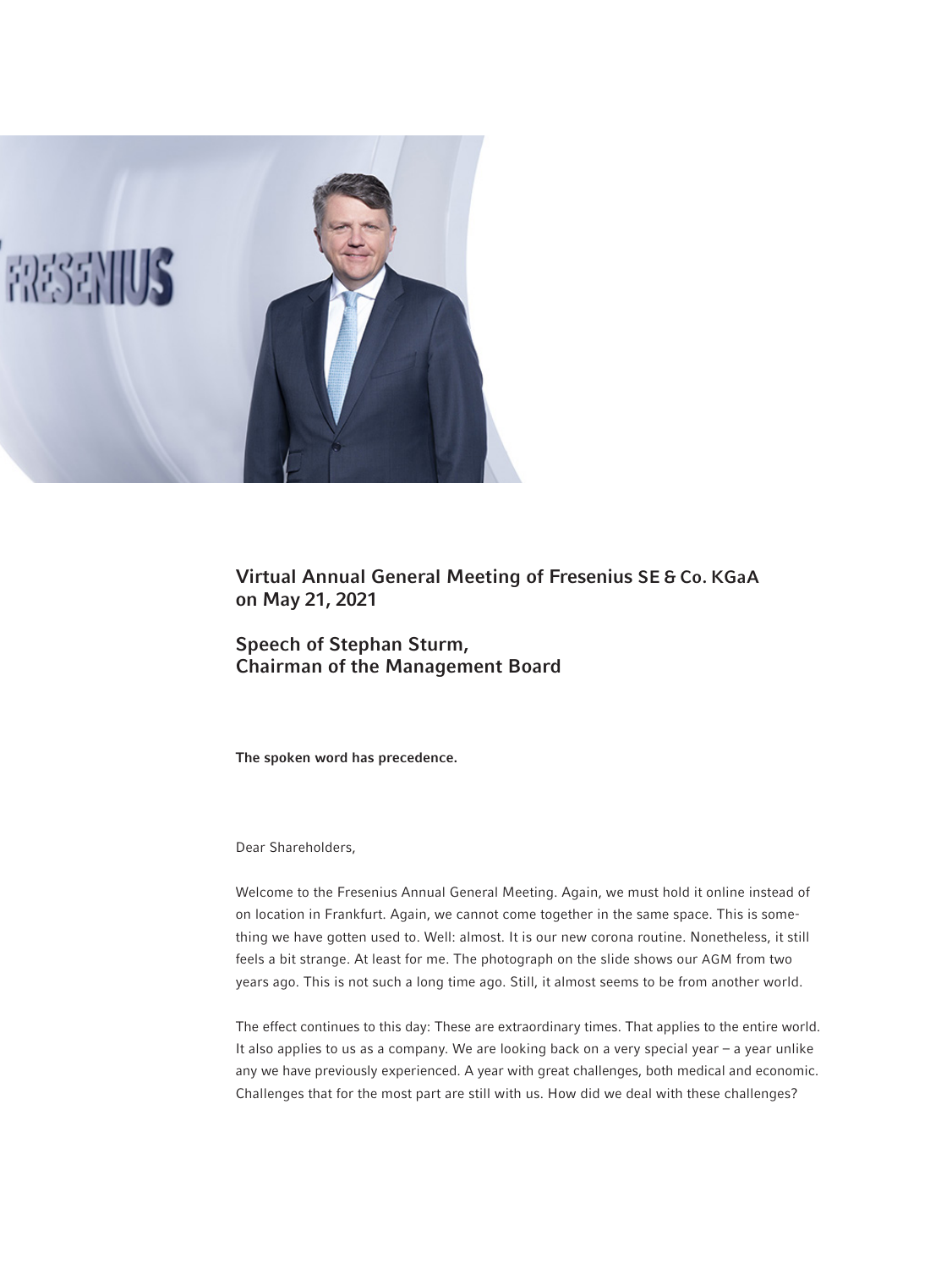# Virtual Annual General Meeting of Fresenius SE & Co. KGaA on May 21, 2021

## Speech of Stephan Sturm, Chairman of the Management Board

**The spoken word has precedence.**

Dear Shareholders,

Welcome to the Fresenius Annual General Meeting. Again, we must hold it online instead of on location in Frankfurt. Again, we cannot come together in the same space. This is something we have gotten used to. Well: almost. It is our new corona routine. Nonetheless, it still feels a bit strange. At least for me. The photograph on the slide shows our AGM from two years ago. This is not such a long time ago. Still, it almost seems to be from another world.

The effect continues to this day: These are extraordinary times. That applies to the entire world. It also applies to us as a company. We are looking back on a very special year – a year unlike any we have previously experienced. A year with great challenges, both medical and economic. Challenges that for the most part are still with us. How did we deal with these challenges?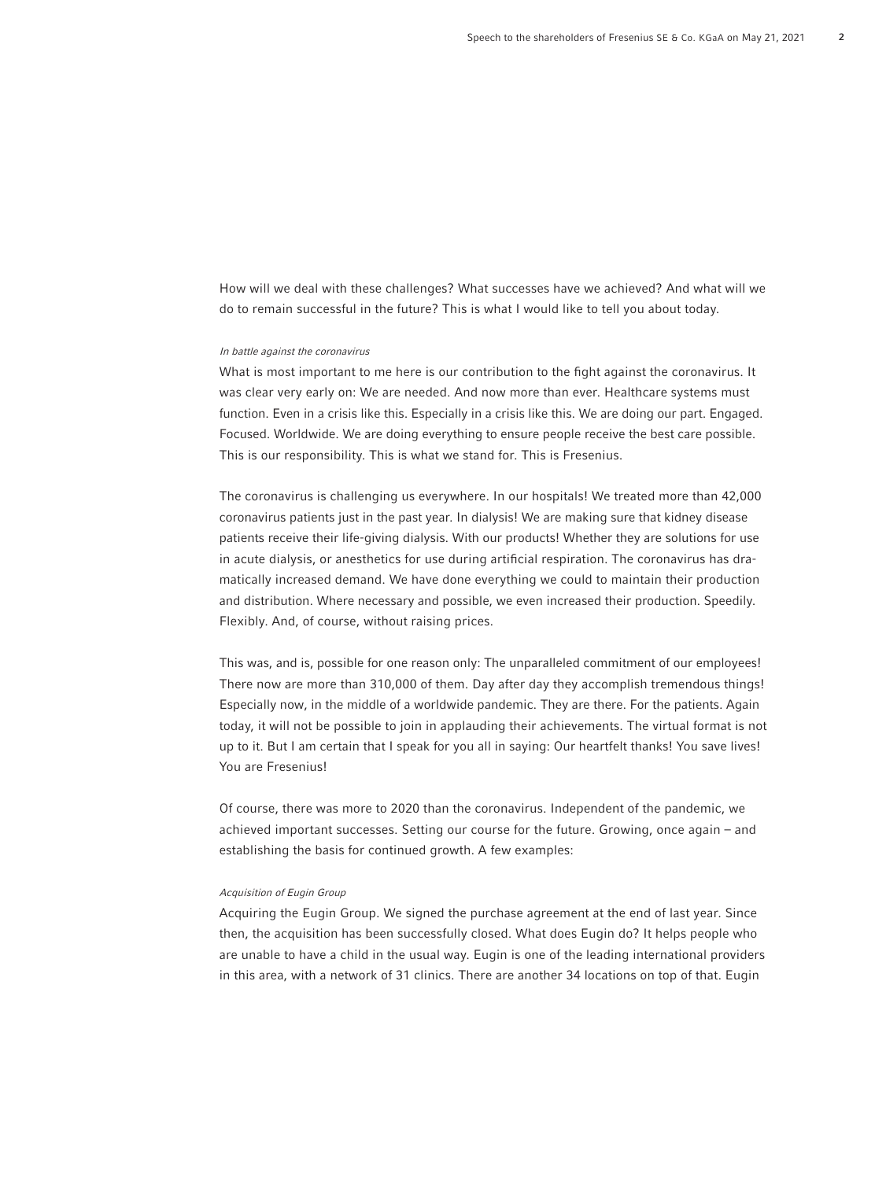How will we deal with these challenges? What successes have we achieved? And what will we do to remain successful in the future? This is what I would like to tell you about today.

*In battle against the coronavirus*

What is most important to me here is our contribution to the fight against the coronavirus. It was clear very early on: We are needed. And now more than ever. Healthcare systems must function. Even in a crisis like this. Especially in a crisis like this. We are doing our part. Engaged. Focused. Worldwide. We are doing everything to ensure people receive the best care possible. This is our responsibility. This is what we stand for. This is Fresenius.

The coronavirus is challenging us everywhere. In our hospitals! We treated more than 42,000 coronavirus patients just in the past year. In dialysis! We are making sure that kidney disease patients receive their life-giving dialysis. With our products! Whether they are solutions for use in acute dialysis, or anesthetics for use during artificial respiration. The coronavirus has dramatically increased demand. We have done everything we could to maintain their production and distribution. Where necessary and possible, we even increased their production. Speedily. Flexibly. And, of course, without raising prices.

This was, and is, possible for one reason only: The unparalleled commitment of our employees! There now are more than 310,000 of them. Day after day they accomplish tremendous things! Especially now, in the middle of a worldwide pandemic. They are there. For the patients. Again today, it will not be possible to join in applauding their achievements. The virtual format is not up to it. But I am certain that I speak for you all in saying: Our heartfelt thanks! You save lives! You are Fresenius!

Of course, there was more to 2020 than the coronavirus. Independent of the pandemic, we achieved important successes. Setting our course for the future. Growing, once again – and establishing the basis for continued growth. A few examples:

*Acquisition of Eugin Group*

Acquiring the Eugin Group. We signed the purchase agreement at the end of last year. Since then, the acquisition has been successfully closed. What does Eugin do? It helps people who are unable to have a child in the usual way. Eugin is one of the leading international providers in this area, with a network of 31 clinics. There are another 34 locations on top of that. Eugin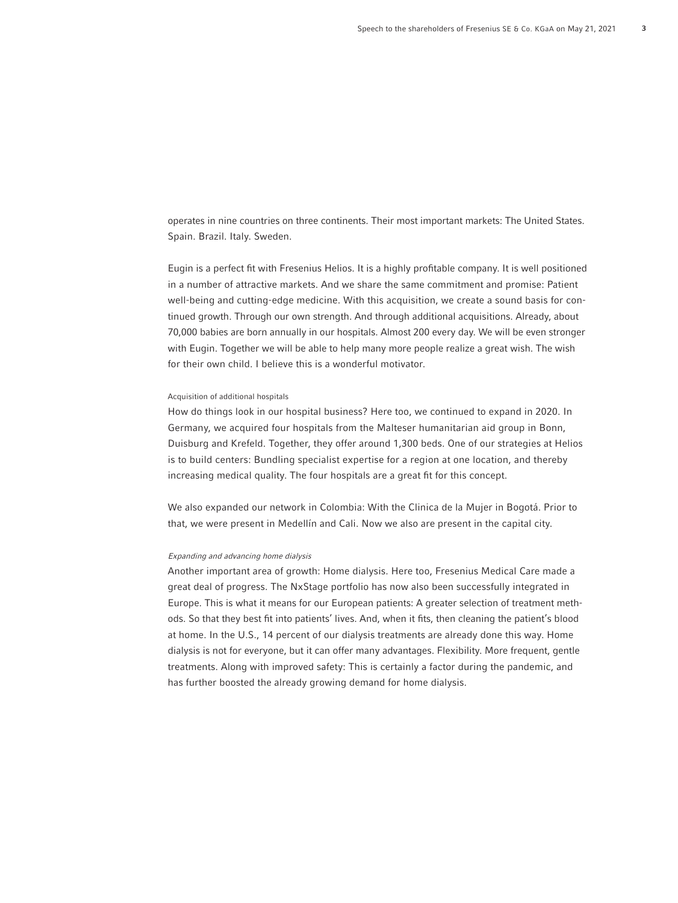operates in nine countries on three continents. Their most important markets: The United States. Spain. Brazil. Italy. Sweden.

Eugin is a perfect fit with Fresenius Helios. It is a highly profitable company. It is well positioned in a number of attractive markets. And we share the same commitment and promise: Patient well-being and cutting-edge medicine. With this acquisition, we create a sound basis for continued growth. Through our own strength. And through additional acquisitions. Already, about 70,000 babies are born annually in our hospitals. Almost 200 every day. We will be even stronger with Eugin. Together we will be able to help many more people realize a great wish. The wish for their own child. I believe this is a wonderful motivator.

#### Acquisition of additional hospitals

How do things look in our hospital business? Here too, we continued to expand in 2020. In Germany, we acquired four hospitals from the Malteser humanitarian aid group in Bonn, Duisburg and Krefeld. Together, they offer around 1,300 beds. One of our strategies at Helios is to build centers: Bundling specialist expertise for a region at one location, and thereby increasing medical quality. The four hospitals are a great fit for this concept.

We also expanded our network in Colombia: With the Clinica de la Mujer in Bogotá. Prior to that, we were present in Medellín and Cali. Now we also are present in the capital city.

#### *Expanding and advancing home dialysis*

Another important area of growth: Home dialysis. Here too, Fresenius Medical Care made a great deal of progress. The NxStage portfolio has now also been successfully integrated in Europe. This is what it means for our European patients: A greater selection of treatment methods. So that they best fit into patients' lives. And, when it fits, then cleaning the patient's blood at home. In the U.S., 14 percent of our dialysis treatments are already done this way. Home dialysis is not for everyone, but it can offer many advantages. Flexibility. More frequent, gentle treatments. Along with improved safety: This is certainly a factor during the pandemic, and has further boosted the already growing demand for home dialysis.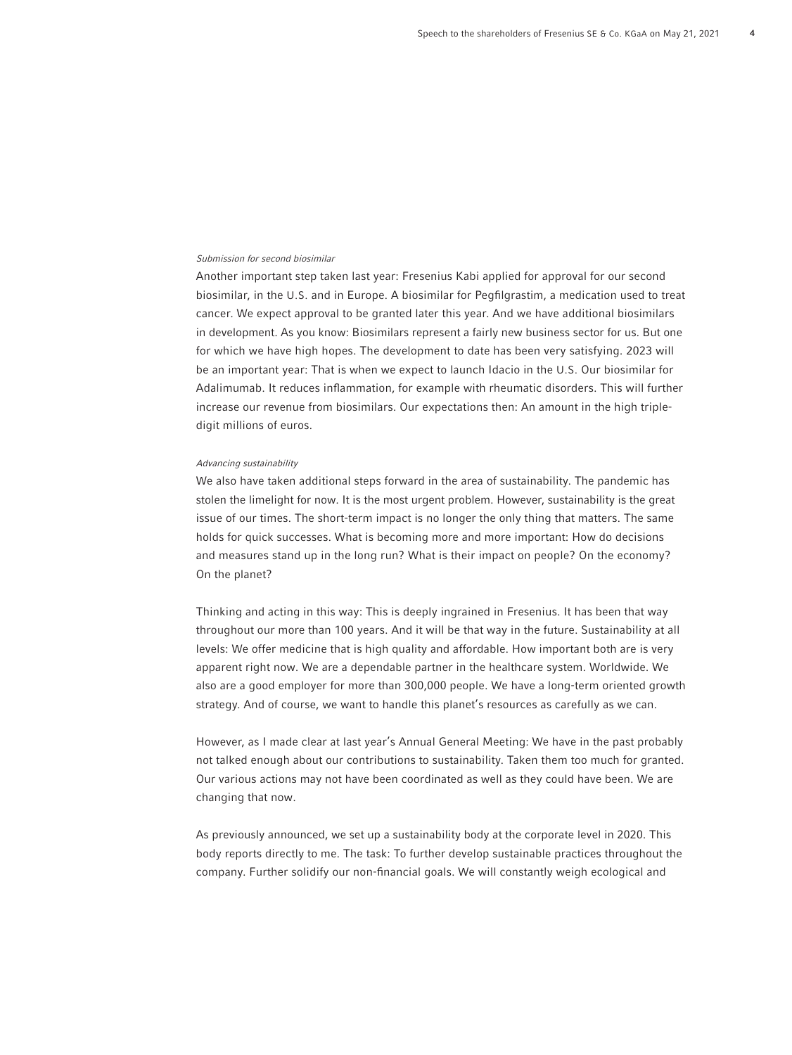*Submission for second biosimilar*

Another important step taken last year: Fresenius Kabi applied for approval for our second biosimilar, in the U.S. and in Europe. A biosimilar for Pegfilgrastim, a medication used to treat cancer. We expect approval to be granted later this year. And we have additional biosimilars in development. As you know: Biosimilars represent a fairly new business sector for us. But one for which we have high hopes. The development to date has been very satisfying. 2023 will be an important year: That is when we expect to launch Idacio in the U.S. Our biosimilar for Adalimumab. It reduces inflammation, for example with rheumatic disorders. This will further increase our revenue from biosimilars. Our expectations then: An amount in the high triple-digit millions of euros.

*Advancing sustainability*

We also have taken additional steps forward in the area of sustainability. The pandemic has stolen the limelight for now. It is the most urgent problem. However, sustainability is the great issue of our times. The short-term impact is no longer the only thing that matters. The same holds for quick successes. What is becoming more and more important: How do decisions and measures stand up in the long run? What is their impact on people? On the economy? On the planet?

Thinking and acting in this way: This is deeply ingrained in Fresenius. It has been that way throughout our more than 100 years. And it will be that way in the future. Sustainability at all levels: We offer medicine that is high quality and affordable. How important both are is very apparent right now. We are a dependable partner in the healthcare system. Worldwide. We also are a good employer for more than 300,000 people. We have a long-term oriented growth strategy. And of course, we want to handle this planet's resources as carefully as we can.

However, as I made clear at last year's Annual General Meeting: We have in the past probably not talked enough about our contributions to sustainability. Taken them too much for granted. Our various actions may not have been coordinated as well as they could have been. We are changing that now.

As previously announced, we set up a sustainability body at the corporate level in 2020. This body reports directly to me. The task: To further develop sustainable practices throughout the company. Further solidify our non-financial goals. We will constantly weigh ecological and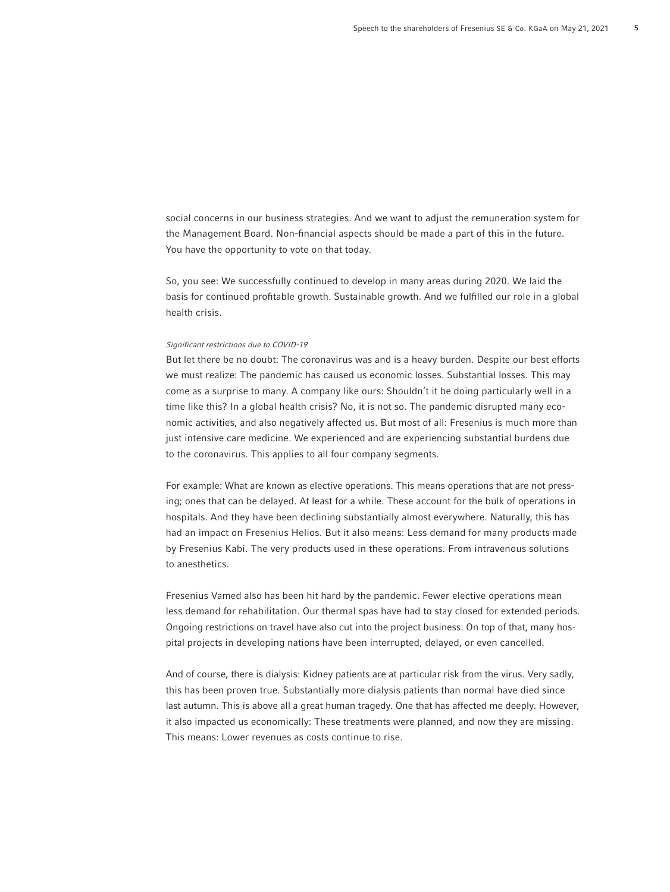social concerns in our business strategies. And we want to adjust the remuneration system for the Management Board. Non-financial aspects should be made a part of this in the future. You have the opportunity to vote on that today.

So, you see: We successfully continued to develop in many areas during 2020. We laid the basis for continued profitable growth. Sustainable growth. And we fulfilled our role in a global health crisis.

*Significant restrictions due to COVID-19*

But let there be no doubt: The coronavirus was and is a heavy burden. Despite our best efforts we must realize: The pandemic has caused us economic losses. Substantial losses. This may come as a surprise to many. A company like ours: Shouldn't it be doing particularly well in a time like this? In a global health crisis? No, it is not so. The pandemic disrupted many economic activities, and also negatively affected us. But most of all: Fresenius is much more than just intensive care medicine. We experienced and are experiencing substantial burdens due to the coronavirus. This applies to all four company segments.

For example: What are known as elective operations. This means operations that are not pressing; ones that can be delayed. At least for a while. These account for the bulk of operations in hospitals. And they have been declining substantially almost everywhere. Naturally, this has had an impact on Fresenius Helios. But it also means: Less demand for many products made by Fresenius Kabi. The very products used in these operations. From intravenous solutions to anesthetics.

Fresenius Vamed also has been hit hard by the pandemic. Fewer elective operations mean less demand for rehabilitation. Our thermal spas have had to stay closed for extended periods. Ongoing restrictions on travel have also cut into the project business. On top of that, many hospital projects in developing nations have been interrupted, delayed, or even cancelled.

And of course, there is dialysis: Kidney patients are at particular risk from the virus. Very sadly, this has been proven true. Substantially more dialysis patients than normal have died since last autumn. This is above all a great human tragedy. One that has affected me deeply. However, it also impacted us economically: These treatments were planned, and now they are missing. This means: Lower revenues as costs continue to rise.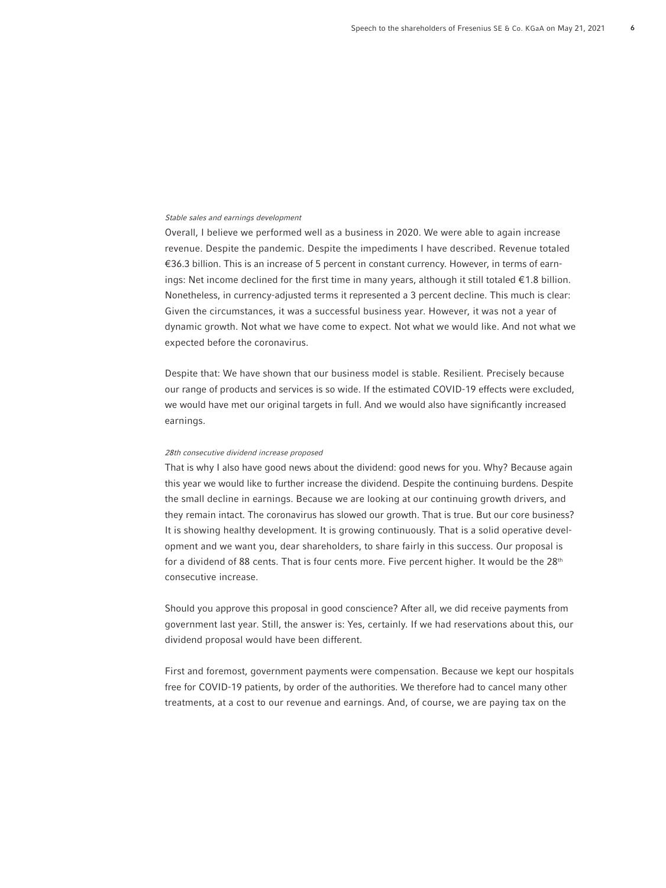*Stable sales and earnings development*

Overall, I believe we performed well as a business in 2020. We were able to again increase revenue. Despite the pandemic. Despite the impediments I have described. Revenue totaled €36.3 billion. This is an increase of 5 percent in constant currency. However, in terms of earnings: Net income declined for the first time in many years, although it still totaled €1.8 billion. Nonetheless, in currency-adjusted terms it represented a 3 percent decline. This much is clear: Given the circumstances, it was a successful business year. However, it was not a year of dynamic growth. Not what we have come to expect. Not what we would like. And not what we expected before the coronavirus.

Despite that: We have shown that our business model is stable. Resilient. Precisely because our range of products and services is so wide. If the estimated COVID-19 effects were excluded, we would have met our original targets in full. And we would also have significantly increased earnings.

*28th consecutive dividend increase proposed*

That is why I also have good news about the dividend: good news for you. Why? Because again this year we would like to further increase the dividend. Despite the continuing burdens. Despite the small decline in earnings. Because we are looking at our continuing growth drivers, and they remain intact. The coronavirus has slowed our growth. That is true. But our core business? It is showing healthy development. It is growing continuously. That is a solid operative development and we want you, dear shareholders, to share fairly in this success. Our proposal is for a dividend of 88 cents. That is four cents more. Five percent higher. It would be the 28th consecutive increase.

Should you approve this proposal in good conscience? After all, we did receive payments from government last year. Still, the answer is: Yes, certainly. If we had reservations about this, our dividend proposal would have been different.

First and foremost, government payments were compensation. Because we kept our hospitals free for COVID-19 patients, by order of the authorities. We therefore had to cancel many other treatments, at a cost to our revenue and earnings. And, of course, we are paying tax on the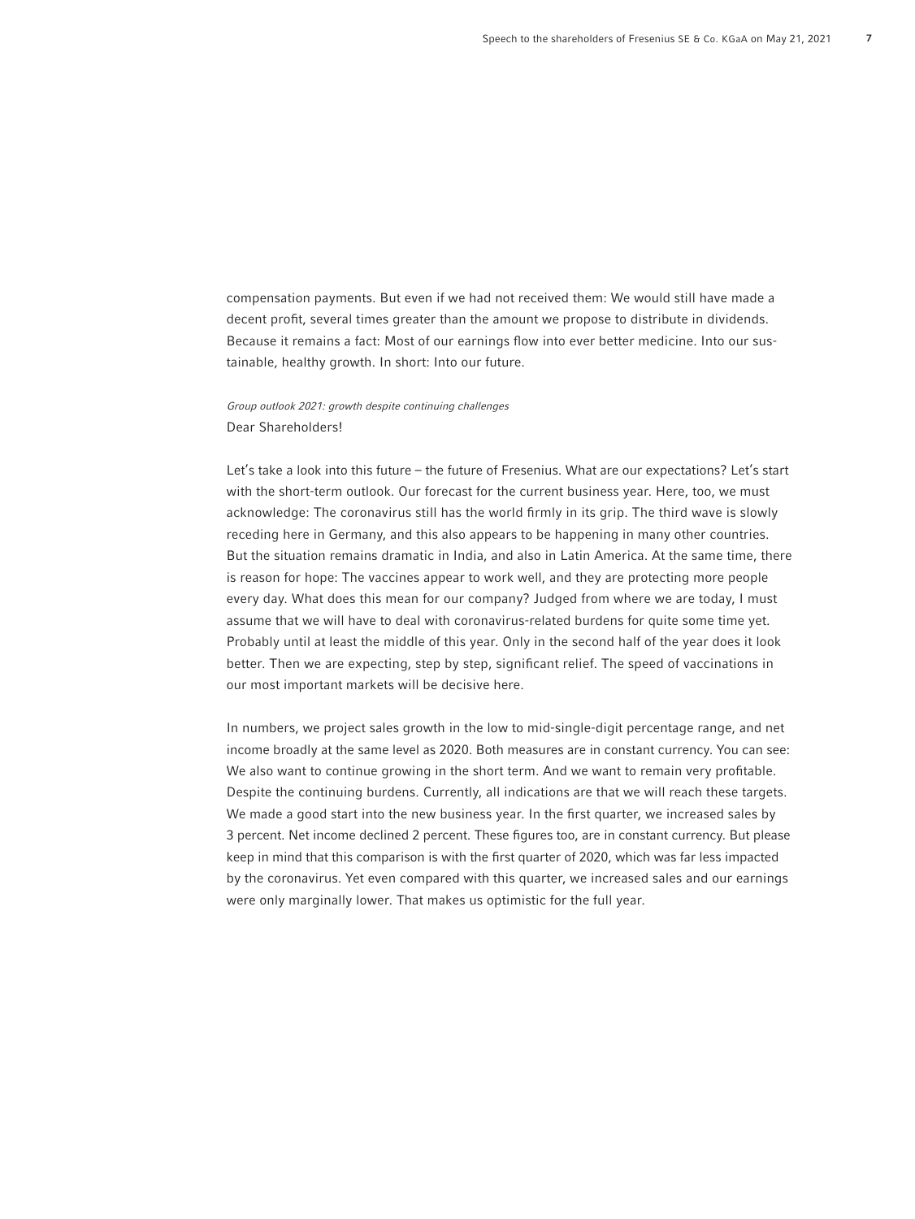compensation payments. But even if we had not received them: We would still have made a decent profit, several times greater than the amount we propose to distribute in dividends. Because it remains a fact: Most of our earnings flow into ever better medicine. Into our sustainable, healthy growth. In short: Into our future.

*Group outlook 2021: growth despite continuing challenges*

Dear Shareholders!

Let's take a look into this future – the future of Fresenius. What are our expectations? Let's start with the short-term outlook. Our forecast for the current business year. Here, too, we must acknowledge: The coronavirus still has the world firmly in its grip. The third wave is slowly receding here in Germany, and this also appears to be happening in many other countries. But the situation remains dramatic in India, and also in Latin America. At the same time, there is reason for hope: The vaccines appear to work well, and they are protecting more people every day. What does this mean for our company? Judged from where we are today, I must assume that we will have to deal with coronavirus-related burdens for quite some time yet. Probably until at least the middle of this year. Only in the second half of the year does it look better. Then we are expecting, step by step, significant relief. The speed of vaccinations in our most important markets will be decisive here.

In numbers, we project sales growth in the low to mid-single-digit percentage range, and net income broadly at the same level as 2020. Both measures are in constant currency. You can see: We also want to continue growing in the short term. And we want to remain very profitable. Despite the continuing burdens. Currently, all indications are that we will reach these targets. We made a good start into the new business year. In the first quarter, we increased sales by 3 percent. Net income declined 2 percent. These figures too, are in constant currency. But please keep in mind that this comparison is with the first quarter of 2020, which was far less impacted by the coronavirus. Yet even compared with this quarter, we increased sales and our earnings were only marginally lower. That makes us optimistic for the full year.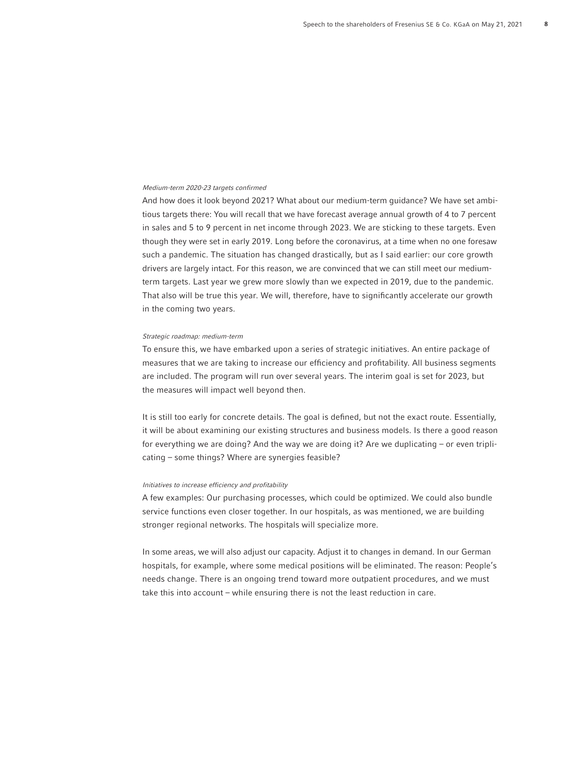*Medium-term 2020-23 targets confirmed*

And how does it look beyond 2021? What about our medium-term guidance? We have set ambitious targets there: You will recall that we have forecast average annual growth of 4 to 7 percent in sales and 5 to 9 percent in net income through 2023. We are sticking to these targets. Even though they were set in early 2019. Long before the coronavirus, at a time when no one foresaw such a pandemic. The situation has changed drastically, but as I said earlier: our core growth drivers are largely intact. For this reason, we are convinced that we can still meet our medium-term targets. Last year we grew more slowly than we expected in 2019, due to the pandemic. That also will be true this year. We will, therefore, have to significantly accelerate our growth in the coming two years.

*Strategic roadmap: medium-term*

To ensure this, we have embarked upon a series of strategic initiatives. An entire package of measures that we are taking to increase our efficiency and profitability. All business segments are included. The program will run over several years. The interim goal is set for 2023, but the measures will impact well beyond then.

It is still too early for concrete details. The goal is defined, but not the exact route. Essentially, it will be about examining our existing structures and business models. Is there a good reason for everything we are doing? And the way we are doing it? Are we duplicating – or even triplicating – some things? Where are synergies feasible?

*Initiatives to increase efficiency and profitability*

A few examples: Our purchasing processes, which could be optimized. We could also bundle service functions even closer together. In our hospitals, as was mentioned, we are building stronger regional networks. The hospitals will specialize more.

In some areas, we will also adjust our capacity. Adjust it to changes in demand. In our German hospitals, for example, where some medical positions will be eliminated. The reason: People's needs change. There is an ongoing trend toward more outpatient procedures, and we must take this into account – while ensuring there is not the least reduction in care.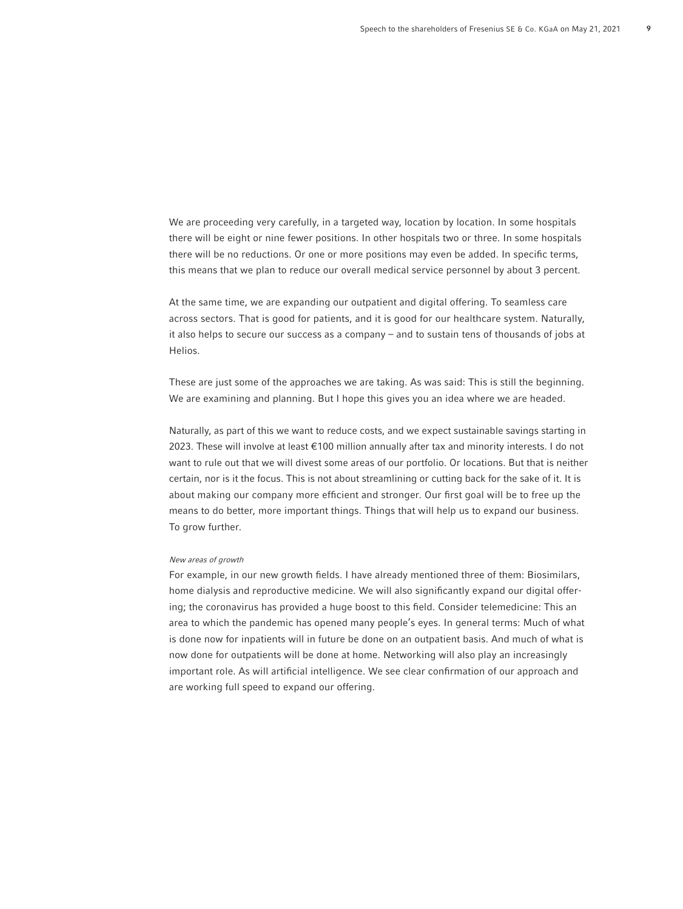We are proceeding very carefully, in a targeted way, location by location. In some hospitals there will be eight or nine fewer positions. In other hospitals two or three. In some hospitals there will be no reductions. Or one or more positions may even be added. In specific terms, this means that we plan to reduce our overall medical service personnel by about 3 percent.

At the same time, we are expanding our outpatient and digital offering. To seamless care across sectors. That is good for patients, and it is good for our healthcare system. Naturally, it also helps to secure our success as a company – and to sustain tens of thousands of jobs at Helios.

These are just some of the approaches we are taking. As was said: This is still the beginning. We are examining and planning. But I hope this gives you an idea where we are headed.

Naturally, as part of this we want to reduce costs, and we expect sustainable savings starting in 2023. These will involve at least €100 million annually after tax and minority interests. I do not want to rule out that we will divest some areas of our portfolio. Or locations. But that is neither certain, nor is it the focus. This is not about streamlining or cutting back for the sake of it. It is about making our company more efficient and stronger. Our first goal will be to free up the means to do better, more important things. Things that will help us to expand our business. To grow further.

*New areas of growth*

For example, in our new growth fields. I have already mentioned three of them: Biosimilars, home dialysis and reproductive medicine. We will also significantly expand our digital offering; the coronavirus has provided a huge boost to this field. Consider telemedicine: This an area to which the pandemic has opened many people's eyes. In general terms: Much of what is done now for inpatients will in future be done on an outpatient basis. And much of what is now done for outpatients will be done at home. Networking will also play an increasingly important role. As will artificial intelligence. We see clear confirmation of our approach and are working full speed to expand our offering.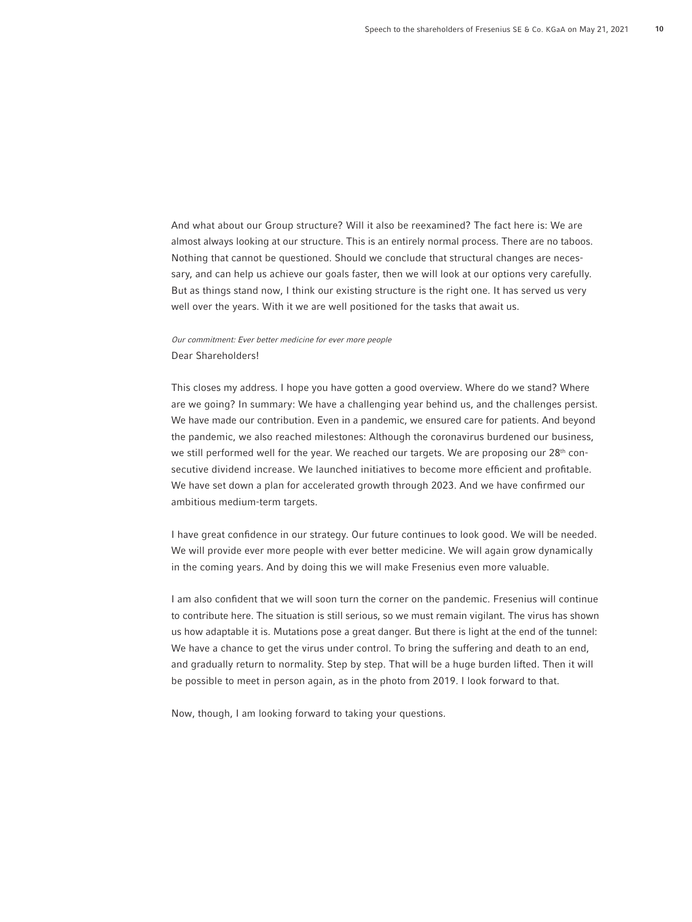And what about our Group structure? Will it also be reexamined? The fact here is: We are almost always looking at our structure. This is an entirely normal process. There are no taboos. Nothing that cannot be questioned. Should we conclude that structural changes are necessary, and can help us achieve our goals faster, then we will look at our options very carefully. But as things stand now, I think our existing structure is the right one. It has served us very well over the years. With it we are well positioned for the tasks that await us.

*Our commitment: Ever better medicine for ever more people*

Dear Shareholders!

This closes my address. I hope you have gotten a good overview. Where do we stand? Where are we going? In summary: We have a challenging year behind us, and the challenges persist. We have made our contribution. Even in a pandemic, we ensured care for patients. And beyond the pandemic, we also reached milestones: Although the coronavirus burdened our business, we still performed well for the year. We reached our targets. We are proposing our 28th consecutive dividend increase. We launched initiatives to become more efficient and profitable. We have set down a plan for accelerated growth through 2023. And we have confirmed our ambitious medium-term targets.

I have great confidence in our strategy. Our future continues to look good. We will be needed. We will provide ever more people with ever better medicine. We will again grow dynamically in the coming years. And by doing this we will make Fresenius even more valuable.

I am also confident that we will soon turn the corner on the pandemic. Fresenius will continue to contribute here. The situation is still serious, so we must remain vigilant. The virus has shown us how adaptable it is. Mutations pose a great danger. But there is light at the end of the tunnel: We have a chance to get the virus under control. To bring the suffering and death to an end, and gradually return to normality. Step by step. That will be a huge burden lifted. Then it will be possible to meet in person again, as in the photo from 2019. I look forward to that.

Now, though, I am looking forward to taking your questions.